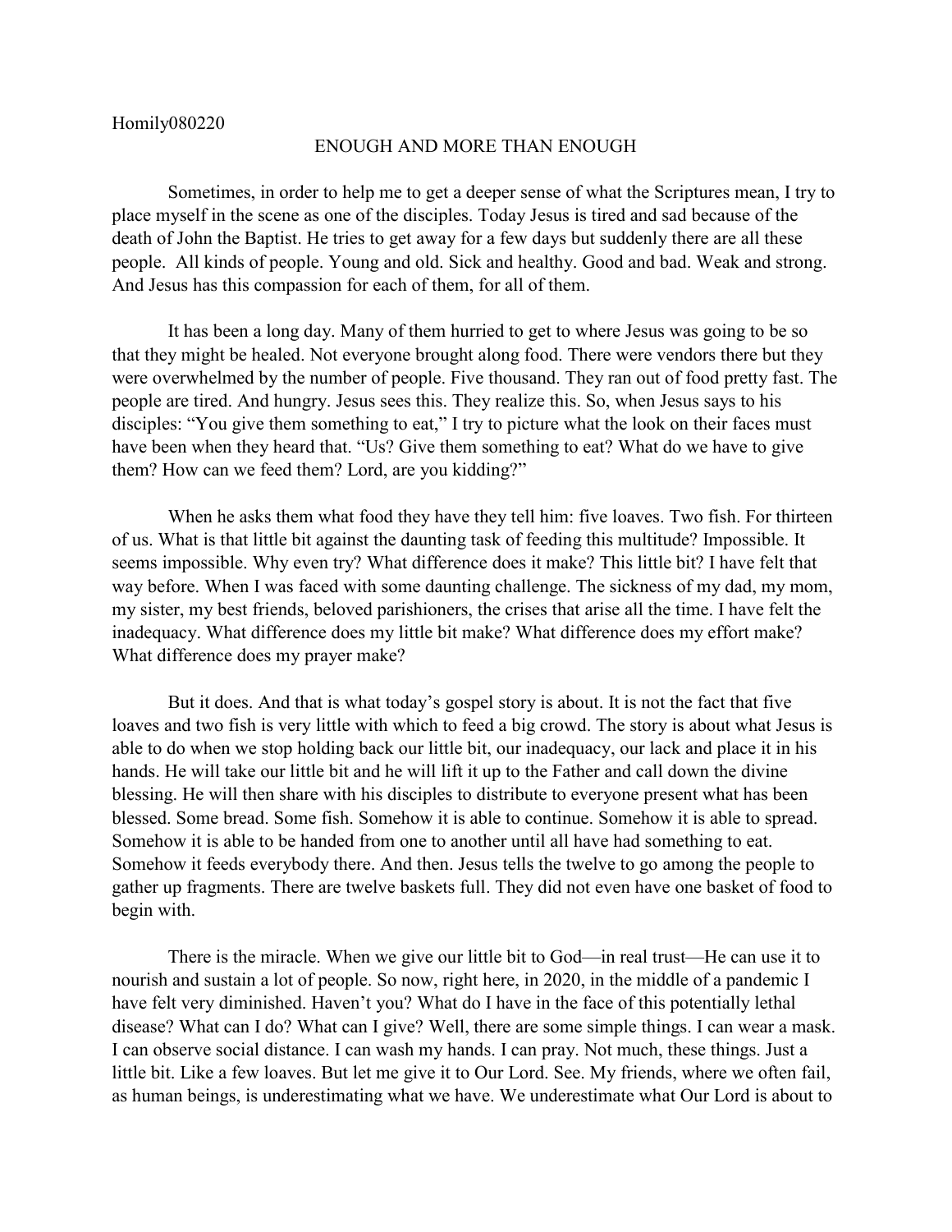Homily080220

## ENOUGH AND MORE THAN ENOUGH

Sometimes, in order to help me to get a deeper sense of what the Scriptures mean, I try to place myself in the scene as one of the disciples. Today Jesus is tired and sad because of the death of John the Baptist. He tries to get away for a few days but suddenly there are all these people. All kinds of people. Young and old. Sick and healthy. Good and bad. Weak and strong. And Jesus has this compassion for each of them, for all of them.

It has been a long day. Many of them hurried to get to where Jesus was going to be so that they might be healed. Not everyone brought along food. There were vendors there but they were overwhelmed by the number of people. Five thousand. They ran out of food pretty fast. The people are tired. And hungry. Jesus sees this. They realize this. So, when Jesus says to his disciples: "You give them something to eat," I try to picture what the look on their faces must have been when they heard that. "Us? Give them something to eat? What do we have to give them? How can we feed them? Lord, are you kidding?"

When he asks them what food they have they tell him: five loaves. Two fish. For thirteen of us. What is that little bit against the daunting task of feeding this multitude? Impossible. It seems impossible. Why even try? What difference does it make? This little bit? I have felt that way before. When I was faced with some daunting challenge. The sickness of my dad, my mom, my sister, my best friends, beloved parishioners, the crises that arise all the time. I have felt the inadequacy. What difference does my little bit make? What difference does my effort make? What difference does my prayer make?

But it does. And that is what today's gospel story is about. It is not the fact that five loaves and two fish is very little with which to feed a big crowd. The story is about what Jesus is able to do when we stop holding back our little bit, our inadequacy, our lack and place it in his hands. He will take our little bit and he will lift it up to the Father and call down the divine blessing. He will then share with his disciples to distribute to everyone present what has been blessed. Some bread. Some fish. Somehow it is able to continue. Somehow it is able to spread. Somehow it is able to be handed from one to another until all have had something to eat. Somehow it feeds everybody there. And then. Jesus tells the twelve to go among the people to gather up fragments. There are twelve baskets full. They did not even have one basket of food to begin with.

There is the miracle. When we give our little bit to God—in real trust—He can use it to nourish and sustain a lot of people. So now, right here, in 2020, in the middle of a pandemic I have felt very diminished. Haven't you? What do I have in the face of this potentially lethal disease? What can I do? What can I give? Well, there are some simple things. I can wear a mask. I can observe social distance. I can wash my hands. I can pray. Not much, these things. Just a little bit. Like a few loaves. But let me give it to Our Lord. See. My friends, where we often fail, as human beings, is underestimating what we have. We underestimate what Our Lord is about to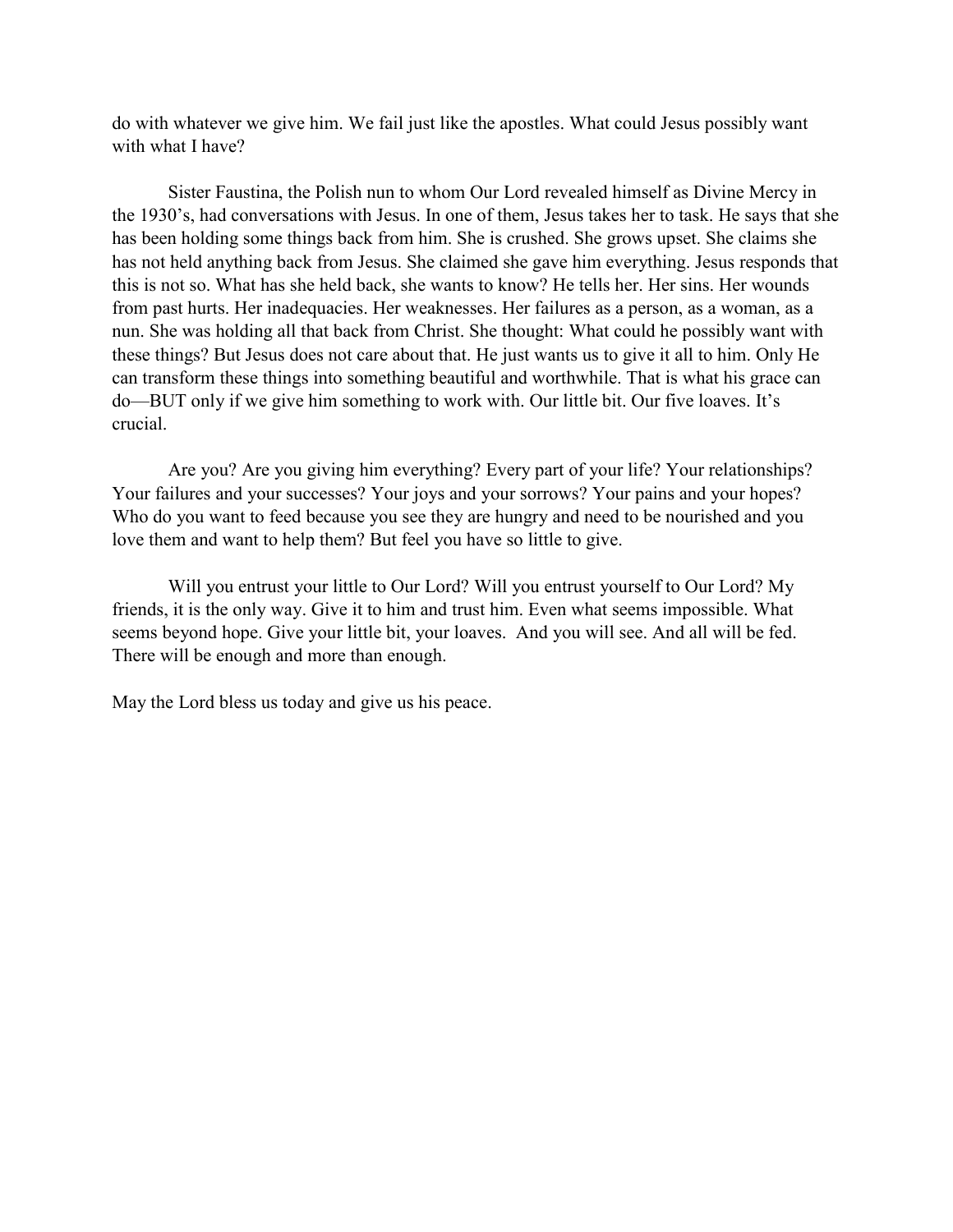do with whatever we give him. We fail just like the apostles. What could Jesus possibly want with what I have?

Sister Faustina, the Polish nun to whom Our Lord revealed himself as Divine Mercy in the 1930's, had conversations with Jesus. In one of them, Jesus takes her to task. He says that she has been holding some things back from him. She is crushed. She grows upset. She claims she has not held anything back from Jesus. She claimed she gave him everything. Jesus responds that this is not so. What has she held back, she wants to know? He tells her. Her sins. Her wounds from past hurts. Her inadequacies. Her weaknesses. Her failures as a person, as a woman, as a nun. She was holding all that back from Christ. She thought: What could he possibly want with these things? But Jesus does not care about that. He just wants us to give it all to him. Only He can transform these things into something beautiful and worthwhile. That is what his grace can do—BUT only if we give him something to work with. Our little bit. Our five loaves. It's crucial.

Are you? Are you giving him everything? Every part of your life? Your relationships? Your failures and your successes? Your joys and your sorrows? Your pains and your hopes? Who do you want to feed because you see they are hungry and need to be nourished and you love them and want to help them? But feel you have so little to give.

Will you entrust your little to Our Lord? Will you entrust yourself to Our Lord? My friends, it is the only way. Give it to him and trust him. Even what seems impossible. What seems beyond hope. Give your little bit, your loaves. And you will see. And all will be fed. There will be enough and more than enough.

May the Lord bless us today and give us his peace.